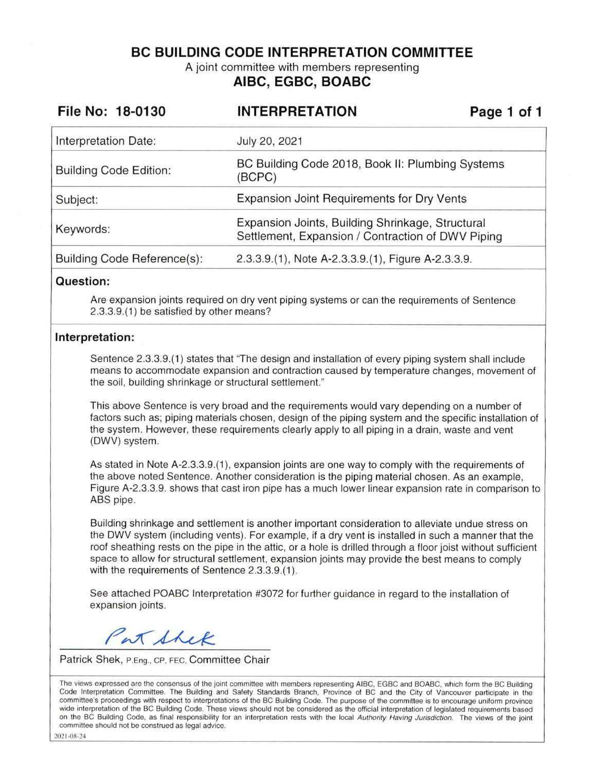# BC BUILDING CODE INTERPRETATION COMMITTEE

A joint committee with members representing

## AIBC, EGBC, BOABC

**File No: 18-0130** | **INTERPRETATION**

| | |
|---|---|
| Interpretation Date: | July 20, 2021 |
| Building Code Edition: | BC Building Code 2018, Book II: Plumbing Systems (BCPC) |
| Subject: | Expansion Joint Requirements for Dry Vents |
| Keywords: | Expansion Joints, Building Shrinkage, Structural Settlement, Expansion / Contraction of DWV Piping |
| Building Code Reference(s): | 2.3.3.9.(1), Note A-2.3.3.9.(1), Figure A-2.3.3.9. |

### Question:

Are expansion joints required on dry vent piping systems or can the requirements of Sentence 2.3.3.9.(1) be satisfied by other means?

### Interpretation:

Sentence 2.3.3.9.(1) states that "The design and installation of every piping system shall include means to accommodate expansion and contraction caused by temperature changes, movement of the soil, building shrinkage or structural settlement."

This above Sentence is very broad and the requirements would vary depending on a number of factors such as; piping materials chosen, design of the piping system and the specific installation of the system. However, these requirements clearly apply to all piping in a drain, waste and vent (DWV) system.

As stated in Note A-2.3.3.9.(1), expansion joints are one way to comply with the requirements of the above noted Sentence. Another consideration is the piping material chosen. As an example, Figure A-2.3.3.9. shows that cast iron pipe has a much lower linear expansion rate in comparison to ABS pipe.

Building shrinkage and settlement is another important consideration to alleviate undue stress on the DWV system (including vents). For example, if a dry vent is installed in such a manner that the roof sheathing rests on the pipe in the attic, or a hole is drilled through a floor joist without sufficient space to allow for structural settlement, expansion joints may provide the best means to comply with the requirements of Sentence 2.3.3.9.(1).

See attached POABC Interpretation #3072 for further guidance in regard to the installation of expansion joints.

Patrick Shek, P.Eng., CP, FEC, Committee Chair

The views expressed are the consensus of the joint committee with members representing AIBC, EGBC and BOABC, which form the BC Building Code Interpretation Committee. The Building and Safety Standards Branch, Province of BC and the City of Vancouver participate in the committee's proceedings with respect to interpretations of the BC Building Code. The purpose of the committee is to encourage uniform province wide interpretation of the BC Building Code. These views should not be considered as the official interpretation of legislated requirements based on the BC Building Code, as final responsibility for an interpretation rests with the local *Authority Having Jurisdiction*. The views of the joint committee should not be construed as legal advice.

2021-08-24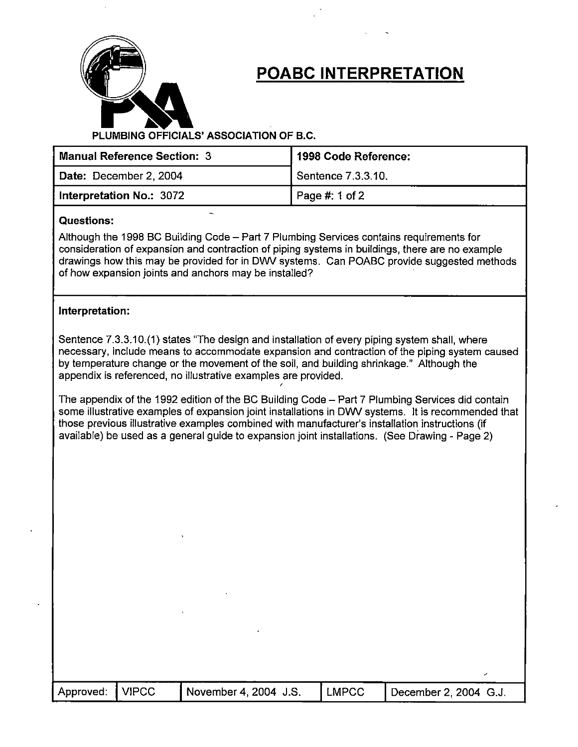# POABC INTERPRETATION

PLUMBING OFFICIALS' ASSOCIATION OF B.C.

| Manual Reference Section: 3 | 1998 Code Reference: |
| --- | --- |
| Date: December 2, 2004 | Sentence 7.3.3.10. |
| Interpretation No.: 3072 | Page #: 1 of 2 |

**Questions:**

Although the 1998 BC Building Code – Part 7 Plumbing Services contains requirements for consideration of expansion and contraction of piping systems in buildings, there are no example drawings how this may be provided for in DWV systems. Can POABC provide suggested methods of how expansion joints and anchors may be installed?

**Interpretation:**

Sentence 7.3.3.10.(1) states "The design and installation of every piping system shall, where necessary, include means to accommodate expansion and contraction of the piping system caused by temperature change or the movement of the soil, and building shrinkage." Although the appendix is referenced, no illustrative examples are provided.

The appendix of the 1992 edition of the BC Building Code – Part 7 Plumbing Services did contain some illustrative examples of expansion joint installations in DWV systems. It is recommended that those previous illustrative examples combined with manufacturer's installation instructions (if available) be used as a general guide to expansion joint installations. (See Drawing - Page 2)

| Approved: | VIPCC | November 4, 2004 J.S. | LMPCC | December 2, 2004 G.J. |
| --- | --- | --- | --- | --- |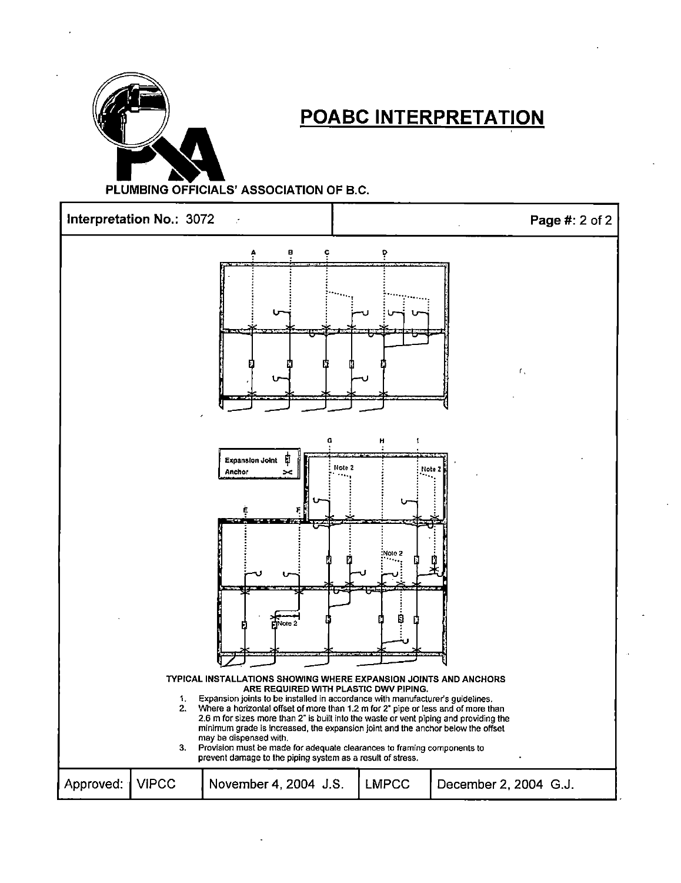# POABC INTERPRETATION

PLUMBING OFFICIALS' ASSOCIATION OF B.C.

| Interpretation No.: 3072 | Page #: 2 of 2 |
|---|---|

A B C D

Expansion Joint
Anchor

G H I

E F

Note 2

**TYPICAL INSTALLATIONS SHOWING WHERE EXPANSION JOINTS AND ANCHORS ARE REQUIRED WITH PLASTIC DWV PIPING.**

1. Expansion joints to be installed in accordance with manufacturer's guidelines.
2. Where a horizontal offset of more than 1.2 m for 2" pipe or less and of more than 2.6 m for sizes more than 2" is built into the waste or vent piping and providing the minimum grade is increased, the expansion joint and the anchor below the offset may be dispensed with.
3. Provision must be made for adequate clearances to framing components to prevent damage to the piping system as a result of stress.

| Approved: | VIPCC | November 4, 2004 J.S. | LMPCC | December 2, 2004 G.J. |
|---|---|---|---|---|